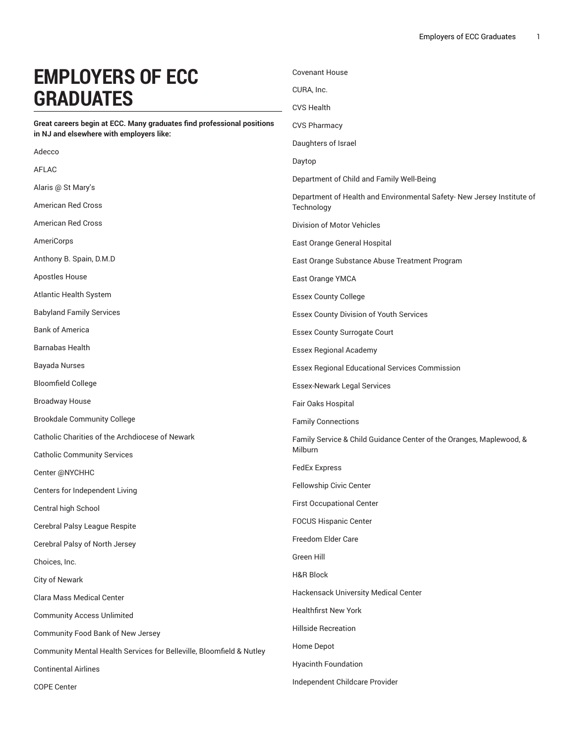# EMPLOYERS OF ECC GRADUATES

**Great careers begin at ECC. Many graduates find professional positions in NJ and elsewhere with employers like:**

Adecco

AFLAC

Alaris @ St Mary's

American Red Cross

American Red Cross

AmeriCorps

Anthony B. Spain, D.M.D

Apostles House

Atlantic Health System

Babyland Family Services

Bank of America

Barnabas Health

Bayada Nurses

Bloomfield College

Broadway House

Brookdale Community College

Catholic Charities of the Archdiocese of Newark

Catholic Community Services

Center @NYCHHC

Centers for Independent Living

Central high School

Cerebral Palsy League Respite

Cerebral Palsy of North Jersey

Choices, Inc.

City of Newark

Clara Mass Medical Center

Community Access Unlimited

Community Food Bank of New Jersey

Community Mental Health Services for Belleville, Bloomfield & Nutley

Continental Airlines

COPE Center

Covenant House

CURA, Inc.

CVS Health

CVS Pharmacy

Daughters of Israel

Daytop

Department of Child and Family Well-Being

Department of Health and Environmental Safety- New Jersey Institute of Technology

Division of Motor Vehicles

East Orange General Hospital

East Orange Substance Abuse Treatment Program

East Orange YMCA

Essex County College

Essex County Division of Youth Services

Essex County Surrogate Court

Essex Regional Academy

Essex Regional Educational Services Commission

Essex-Newark Legal Services

Fair Oaks Hospital

Family Connections

Family Service & Child Guidance Center of the Oranges, Maplewood, & Milburn

FedEx Express

Fellowship Civic Center

First Occupational Center

FOCUS Hispanic Center

Freedom Elder Care

Green Hill

H&R Block

Hackensack University Medical Center

Healthfirst New York

Hillside Recreation

Home Depot

Hyacinth Foundation

Independent Childcare Provider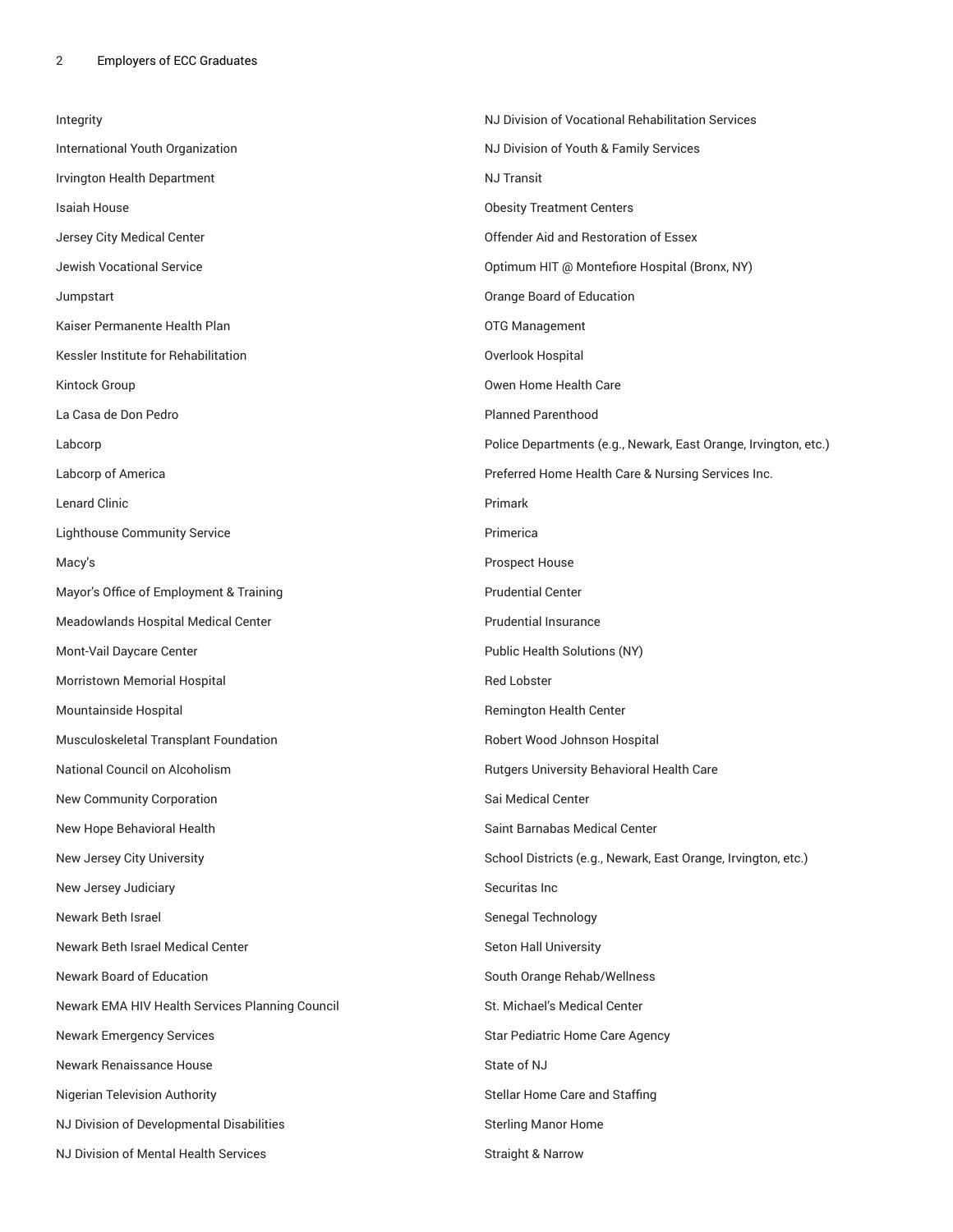Integrity

International Youth Organization

Irvington Health Department

Isaiah House

Jersey City Medical Center

Jewish Vocational Service

Jumpstart

Kaiser Permanente Health Plan

Kessler Institute for Rehabilitation

Kintock Group

La Casa de Don Pedro

Labcorp

Labcorp of America

Lenard Clinic

Lighthouse Community Service

Macy's

Mayor's Office of Employment & Training

Meadowlands Hospital Medical Center

Mont-Vail Daycare Center

Morristown Memorial Hospital

Mountainside Hospital

Musculoskeletal Transplant Foundation

National Council on Alcoholism

New Community Corporation

New Hope Behavioral Health

New Jersey City University

New Jersey Judiciary

Newark Beth Israel

Newark Beth Israel Medical Center

Newark Board of Education

Newark EMA HIV Health Services Planning Council

Newark Emergency Services

Newark Renaissance House

Nigerian Television Authority

NJ Division of Developmental Disabilities

NJ Division of Mental Health Services

NJ Division of Vocational Rehabilitation Services

NJ Division of Youth & Family Services

NJ Transit

Obesity Treatment Centers

Offender Aid and Restoration of Essex

Optimum HIT @ Montefiore Hospital (Bronx, NY)

Orange Board of Education

OTG Management

Overlook Hospital

Owen Home Health Care

Planned Parenthood

Police Departments (e.g., Newark, East Orange, Irvington, etc.)

Preferred Home Health Care & Nursing Services Inc.

Primark

Primerica

Prospect House

Prudential Center

Prudential Insurance

Public Health Solutions (NY)

Red Lobster

Remington Health Center

Robert Wood Johnson Hospital

Rutgers University Behavioral Health Care

Sai Medical Center

Saint Barnabas Medical Center

School Districts (e.g., Newark, East Orange, Irvington, etc.)

Securitas Inc

Senegal Technology

Seton Hall University

South Orange Rehab/Wellness

St. Michael's Medical Center

Star Pediatric Home Care Agency

State of NJ

Stellar Home Care and Staffing

Sterling Manor Home

Straight & Narrow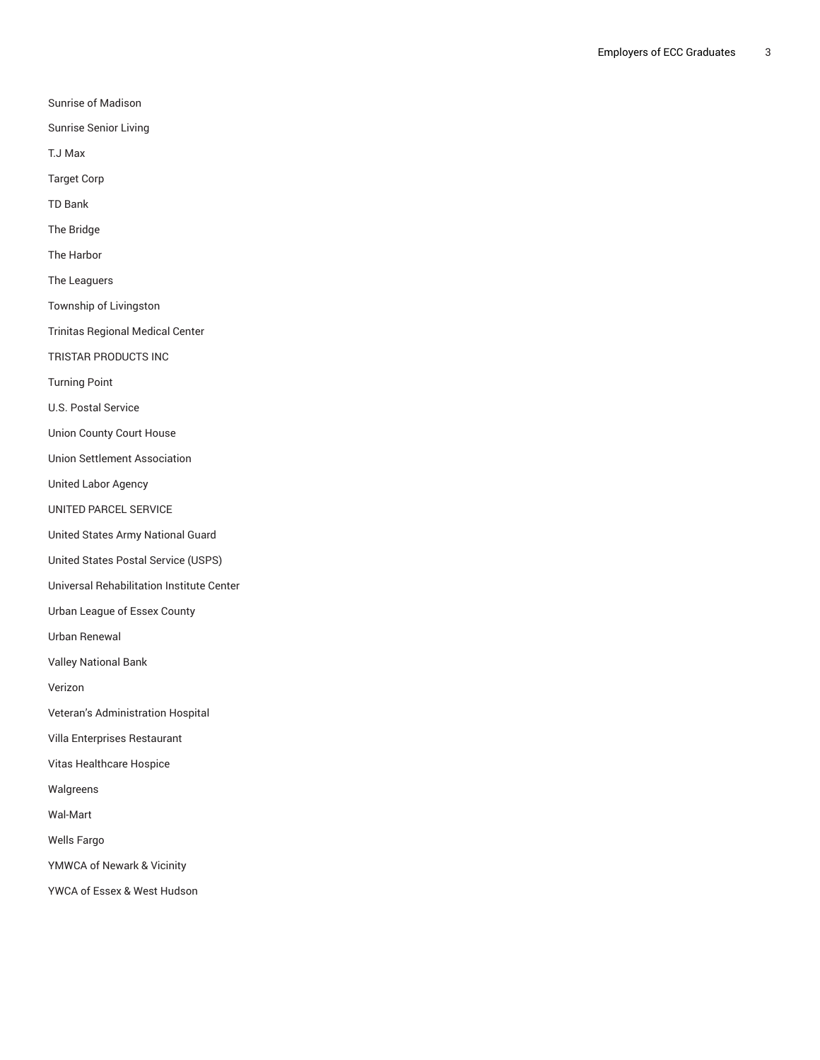Sunrise of Madison

Sunrise Senior Living

T.J Max

Target Corp

TD Bank

The Bridge

The Harbor

The Leaguers

Township of Livingston

Trinitas Regional Medical Center

TRISTAR PRODUCTS INC

Turning Point

U.S. Postal Service

Union County Court House

Union Settlement Association

United Labor Agency

UNITED PARCEL SERVICE

United States Army National Guard

United States Postal Service (USPS)

Universal Rehabilitation Institute Center

Urban League of Essex County

Urban Renewal

Valley National Bank

Verizon

Veteran’s Administration Hospital

Villa Enterprises Restaurant

Vitas Healthcare Hospice

Walgreens

Wal-Mart

Wells Fargo

YMWCA of Newark & Vicinity

YWCA of Essex & West Hudson